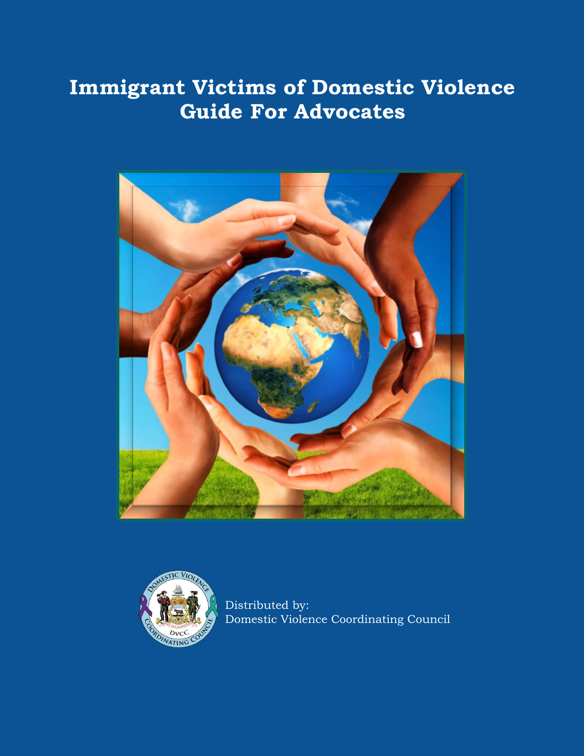# Immigrant Victims of Domestic Violence Guide For Advocates

Distributed by:
Domestic Violence Coordinating Council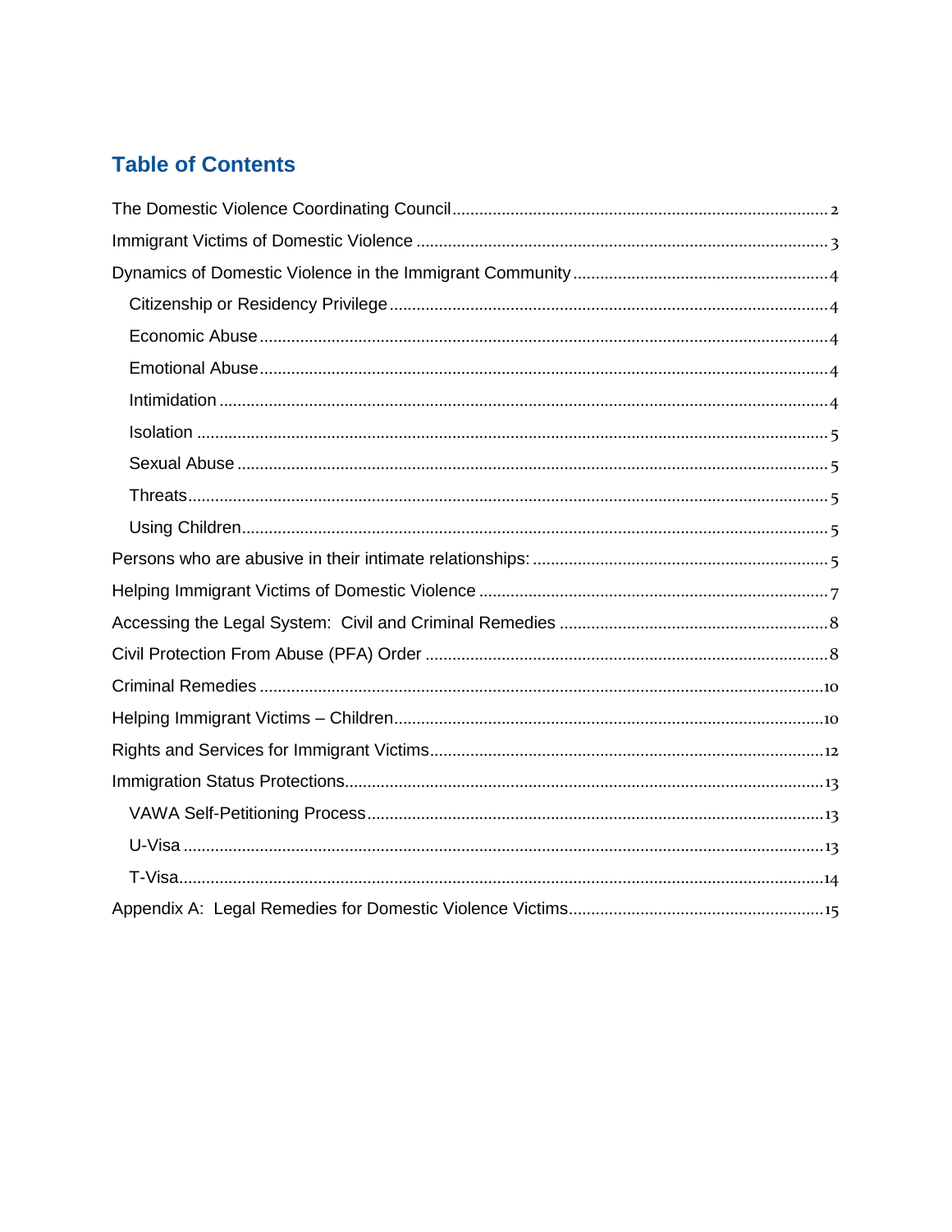## Table of Contents

The Domestic Violence Coordinating Council .......... 2
Immigrant Victims of Domestic Violence .......... 3
Dynamics of Domestic Violence in the Immigrant Community .......... 4
- Citizenship or Residency Privilege .......... 4
- Economic Abuse .......... 4
- Emotional Abuse .......... 4
- Intimidation .......... 4
- Isolation .......... 5
- Sexual Abuse .......... 5
- Threats .......... 5
- Using Children .......... 5

Persons who are abusive in their intimate relationships: .......... 5
Helping Immigrant Victims of Domestic Violence .......... 7
Accessing the Legal System: Civil and Criminal Remedies .......... 8
Civil Protection From Abuse (PFA) Order .......... 8
Criminal Remedies .......... 10
Helping Immigrant Victims – Children .......... 10
Rights and Services for Immigrant Victims .......... 12
Immigration Status Protections .......... 13
- VAWA Self-Petitioning Process .......... 13
- U-Visa .......... 13
- T-Visa .......... 14

Appendix A: Legal Remedies for Domestic Violence Victims .......... 15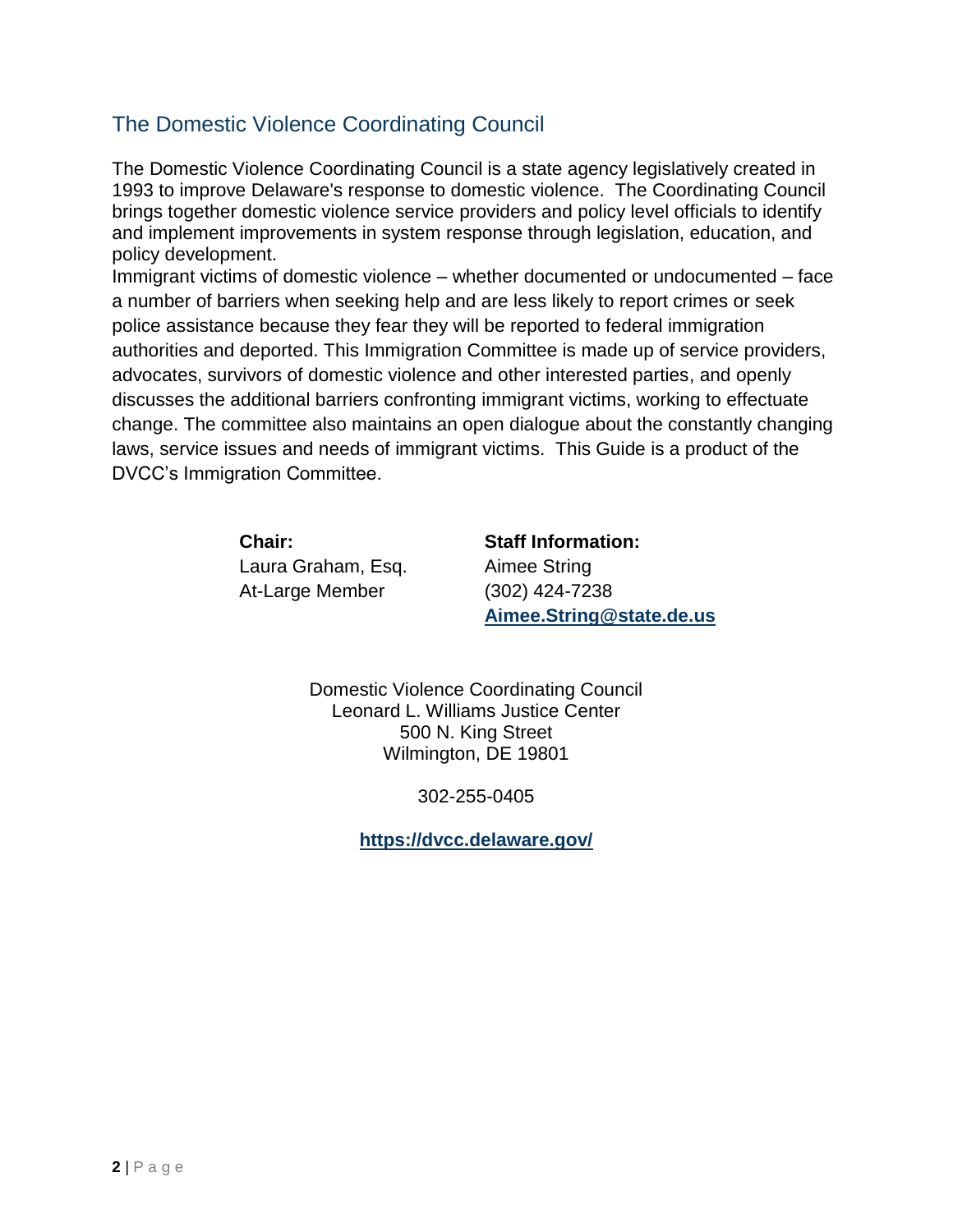## The Domestic Violence Coordinating Council

The Domestic Violence Coordinating Council is a state agency legislatively created in 1993 to improve Delaware's response to domestic violence. The Coordinating Council brings together domestic violence service providers and policy level officials to identify and implement improvements in system response through legislation, education, and policy development.

Immigrant victims of domestic violence – whether documented or undocumented – face a number of barriers when seeking help and are less likely to report crimes or seek police assistance because they fear they will be reported to federal immigration authorities and deported. This Immigration Committee is made up of service providers, advocates, survivors of domestic violence and other interested parties, and openly discusses the additional barriers confronting immigrant victims, working to effectuate change. The committee also maintains an open dialogue about the constantly changing laws, service issues and needs of immigrant victims. This Guide is a product of the DVCC's Immigration Committee.

**Chair:**
Laura Graham, Esq.
At-Large Member

**Staff Information:**
Aimee String
(302) 424-7238
**Aimee.String@state.de.us**

Domestic Violence Coordinating Council
Leonard L. Williams Justice Center
500 N. King Street
Wilmington, DE 19801

302-255-0405

**https://dvcc.delaware.gov/**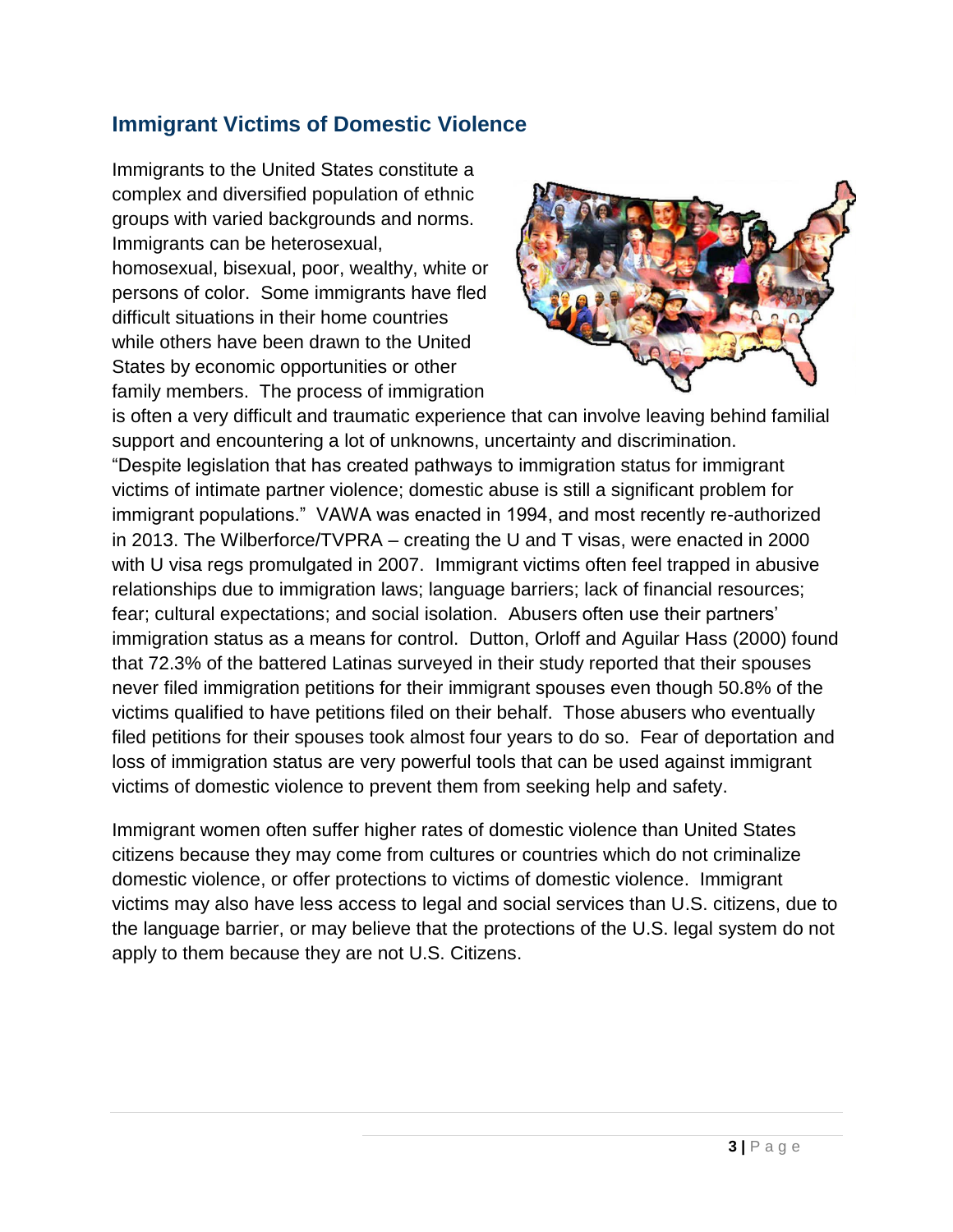## Immigrant Victims of Domestic Violence

Immigrants to the United States constitute a complex and diversified population of ethnic groups with varied backgrounds and norms. Immigrants can be heterosexual, homosexual, bisexual, poor, wealthy, white or persons of color. Some immigrants have fled difficult situations in their home countries while others have been drawn to the United States by economic opportunities or other family members. The process of immigration is often a very difficult and traumatic experience that can involve leaving behind familial support and encountering a lot of unknowns, uncertainty and discrimination. "Despite legislation that has created pathways to immigration status for immigrant victims of intimate partner violence; domestic abuse is still a significant problem for immigrant populations." VAWA was enacted in 1994, and most recently re-authorized in 2013. The Wilberforce/TVPRA – creating the U and T visas, were enacted in 2000 with U visa regs promulgated in 2007. Immigrant victims often feel trapped in abusive relationships due to immigration laws; language barriers; lack of financial resources; fear; cultural expectations; and social isolation. Abusers often use their partners' immigration status as a means for control. Dutton, Orloff and Aguilar Hass (2000) found that 72.3% of the battered Latinas surveyed in their study reported that their spouses never filed immigration petitions for their immigrant spouses even though 50.8% of the victims qualified to have petitions filed on their behalf. Those abusers who eventually filed petitions for their spouses took almost four years to do so. Fear of deportation and loss of immigration status are very powerful tools that can be used against immigrant victims of domestic violence to prevent them from seeking help and safety.

Immigrant women often suffer higher rates of domestic violence than United States citizens because they may come from cultures or countries which do not criminalize domestic violence, or offer protections to victims of domestic violence. Immigrant victims may also have less access to legal and social services than U.S. citizens, due to the language barrier, or may believe that the protections of the U.S. legal system do not apply to them because they are not U.S. Citizens.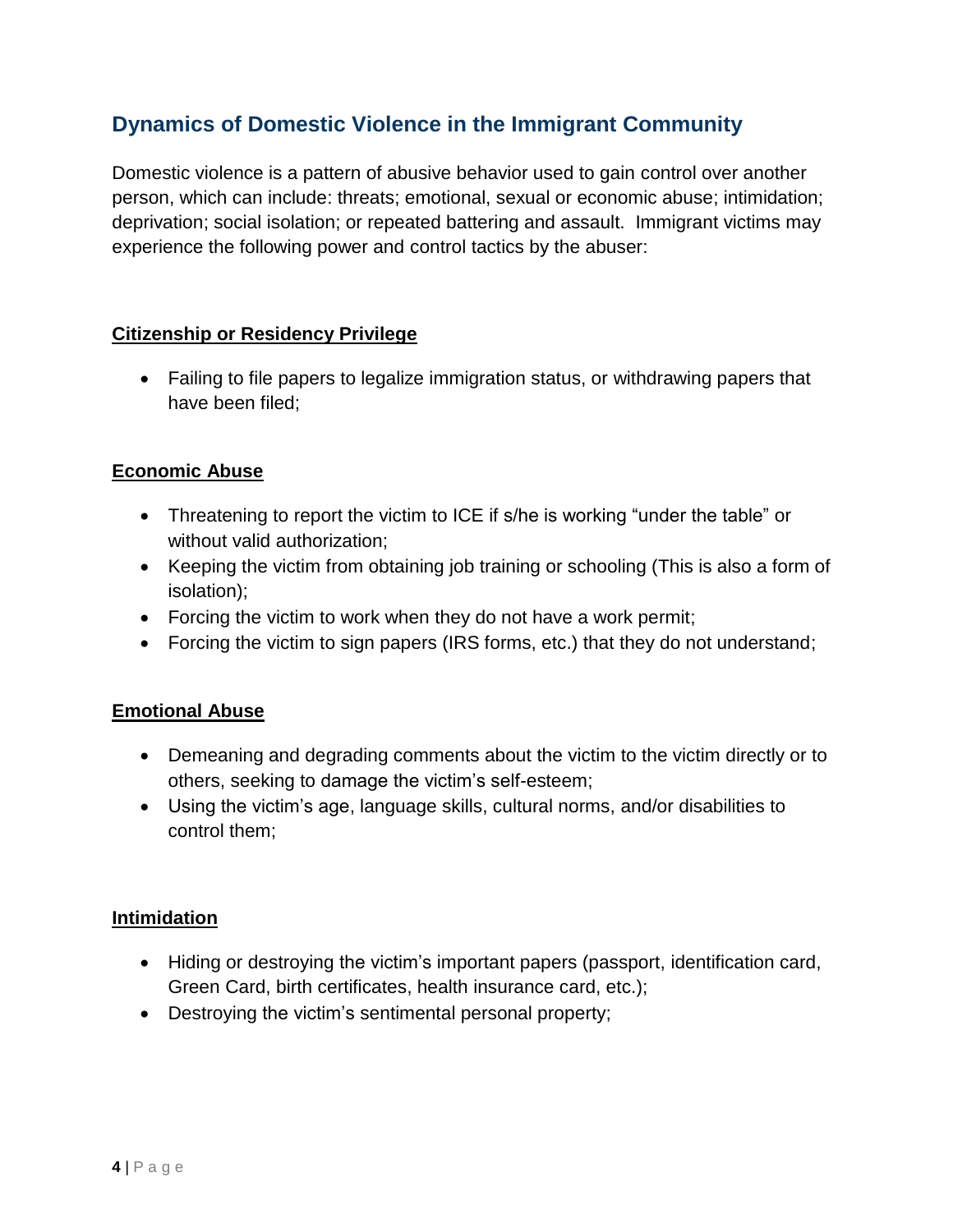## Dynamics of Domestic Violence in the Immigrant Community

Domestic violence is a pattern of abusive behavior used to gain control over another person, which can include: threats; emotional, sexual or economic abuse; intimidation; deprivation; social isolation; or repeated battering and assault. Immigrant victims may experience the following power and control tactics by the abuser:

**Citizenship or Residency Privilege**

- Failing to file papers to legalize immigration status, or withdrawing papers that have been filed;

**Economic Abuse**

- Threatening to report the victim to ICE if s/he is working "under the table" or without valid authorization;
- Keeping the victim from obtaining job training or schooling (This is also a form of isolation);
- Forcing the victim to work when they do not have a work permit;
- Forcing the victim to sign papers (IRS forms, etc.) that they do not understand;

**Emotional Abuse**

- Demeaning and degrading comments about the victim to the victim directly or to others, seeking to damage the victim's self-esteem;
- Using the victim's age, language skills, cultural norms, and/or disabilities to control them;

**Intimidation**

- Hiding or destroying the victim's important papers (passport, identification card, Green Card, birth certificates, health insurance card, etc.);
- Destroying the victim's sentimental personal property;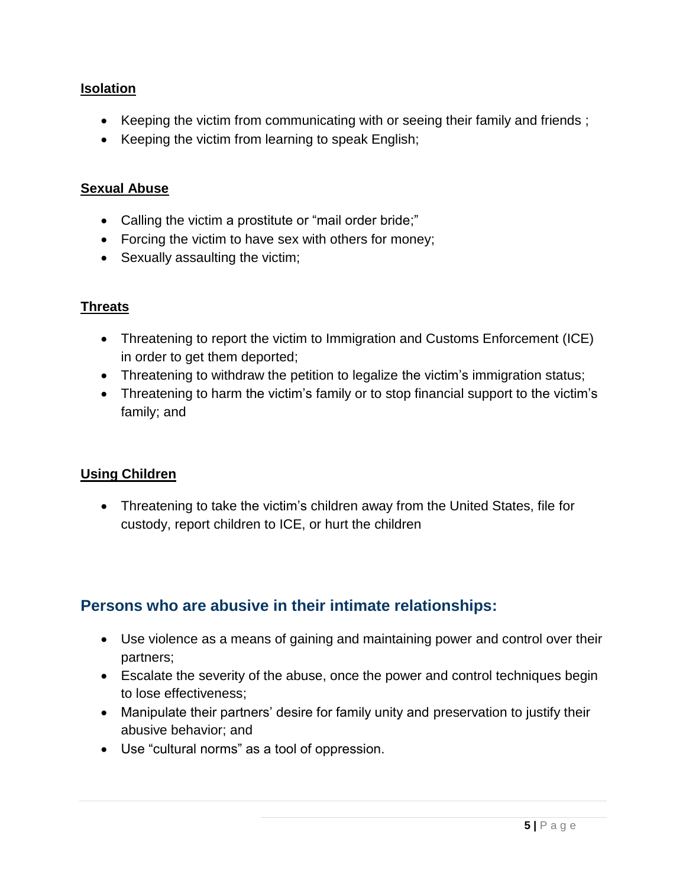**Isolation**

- Keeping the victim from communicating with or seeing their family and friends ;
- Keeping the victim from learning to speak English;

**Sexual Abuse**

- Calling the victim a prostitute or "mail order bride;"
- Forcing the victim to have sex with others for money;
- Sexually assaulting the victim;

**Threats**

- Threatening to report the victim to Immigration and Customs Enforcement (ICE) in order to get them deported;
- Threatening to withdraw the petition to legalize the victim's immigration status;
- Threatening to harm the victim's family or to stop financial support to the victim's family; and

**Using Children**

- Threatening to take the victim's children away from the United States, file for custody, report children to ICE, or hurt the children

## Persons who are abusive in their intimate relationships:

- Use violence as a means of gaining and maintaining power and control over their partners;
- Escalate the severity of the abuse, once the power and control techniques begin to lose effectiveness;
- Manipulate their partners' desire for family unity and preservation to justify their abusive behavior; and
- Use "cultural norms" as a tool of oppression.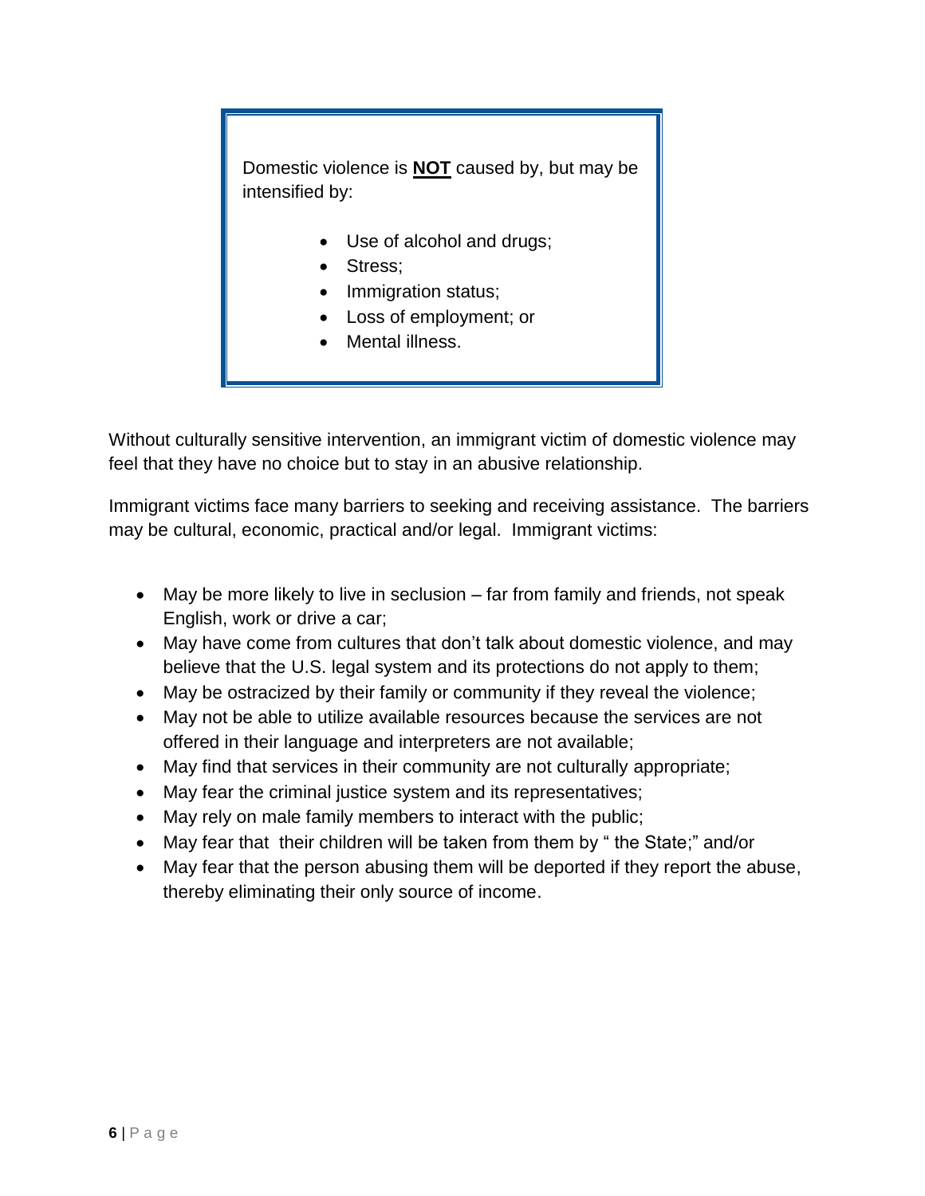Domestic violence is **NOT** caused by, but may be intensified by:

- Use of alcohol and drugs;
- Stress;
- Immigration status;
- Loss of employment; or
- Mental illness.

Without culturally sensitive intervention, an immigrant victim of domestic violence may feel that they have no choice but to stay in an abusive relationship.

Immigrant victims face many barriers to seeking and receiving assistance. The barriers may be cultural, economic, practical and/or legal. Immigrant victims:

- May be more likely to live in seclusion – far from family and friends, not speak English, work or drive a car;
- May have come from cultures that don't talk about domestic violence, and may believe that the U.S. legal system and its protections do not apply to them;
- May be ostracized by their family or community if they reveal the violence;
- May not be able to utilize available resources because the services are not offered in their language and interpreters are not available;
- May find that services in their community are not culturally appropriate;
- May fear the criminal justice system and its representatives;
- May rely on male family members to interact with the public;
- May fear that their children will be taken from them by " the State;" and/or
- May fear that the person abusing them will be deported if they report the abuse, thereby eliminating their only source of income.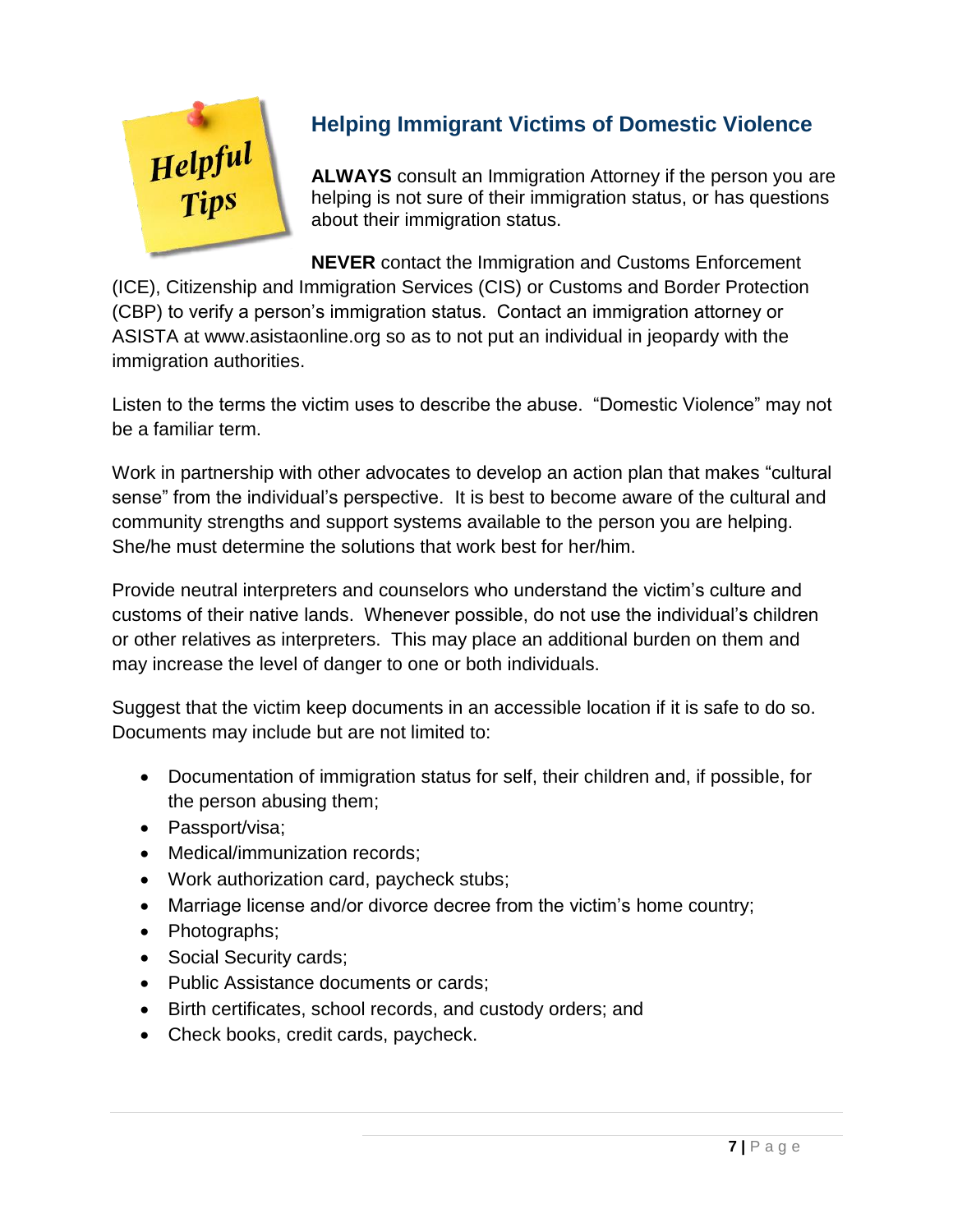Helpful Tips

## Helping Immigrant Victims of Domestic Violence

**ALWAYS** consult an Immigration Attorney if the person you are helping is not sure of their immigration status, or has questions about their immigration status.

**NEVER** contact the Immigration and Customs Enforcement (ICE), Citizenship and Immigration Services (CIS) or Customs and Border Protection (CBP) to verify a person's immigration status. Contact an immigration attorney or ASISTA at www.asistaonline.org so as to not put an individual in jeopardy with the immigration authorities.

Listen to the terms the victim uses to describe the abuse. "Domestic Violence" may not be a familiar term.

Work in partnership with other advocates to develop an action plan that makes "cultural sense" from the individual's perspective. It is best to become aware of the cultural and community strengths and support systems available to the person you are helping. She/he must determine the solutions that work best for her/him.

Provide neutral interpreters and counselors who understand the victim's culture and customs of their native lands. Whenever possible, do not use the individual's children or other relatives as interpreters. This may place an additional burden on them and may increase the level of danger to one or both individuals.

Suggest that the victim keep documents in an accessible location if it is safe to do so. Documents may include but are not limited to:

- Documentation of immigration status for self, their children and, if possible, for the person abusing them;
- Passport/visa;
- Medical/immunization records;
- Work authorization card, paycheck stubs;
- Marriage license and/or divorce decree from the victim's home country;
- Photographs;
- Social Security cards;
- Public Assistance documents or cards;
- Birth certificates, school records, and custody orders; and
- Check books, credit cards, paycheck.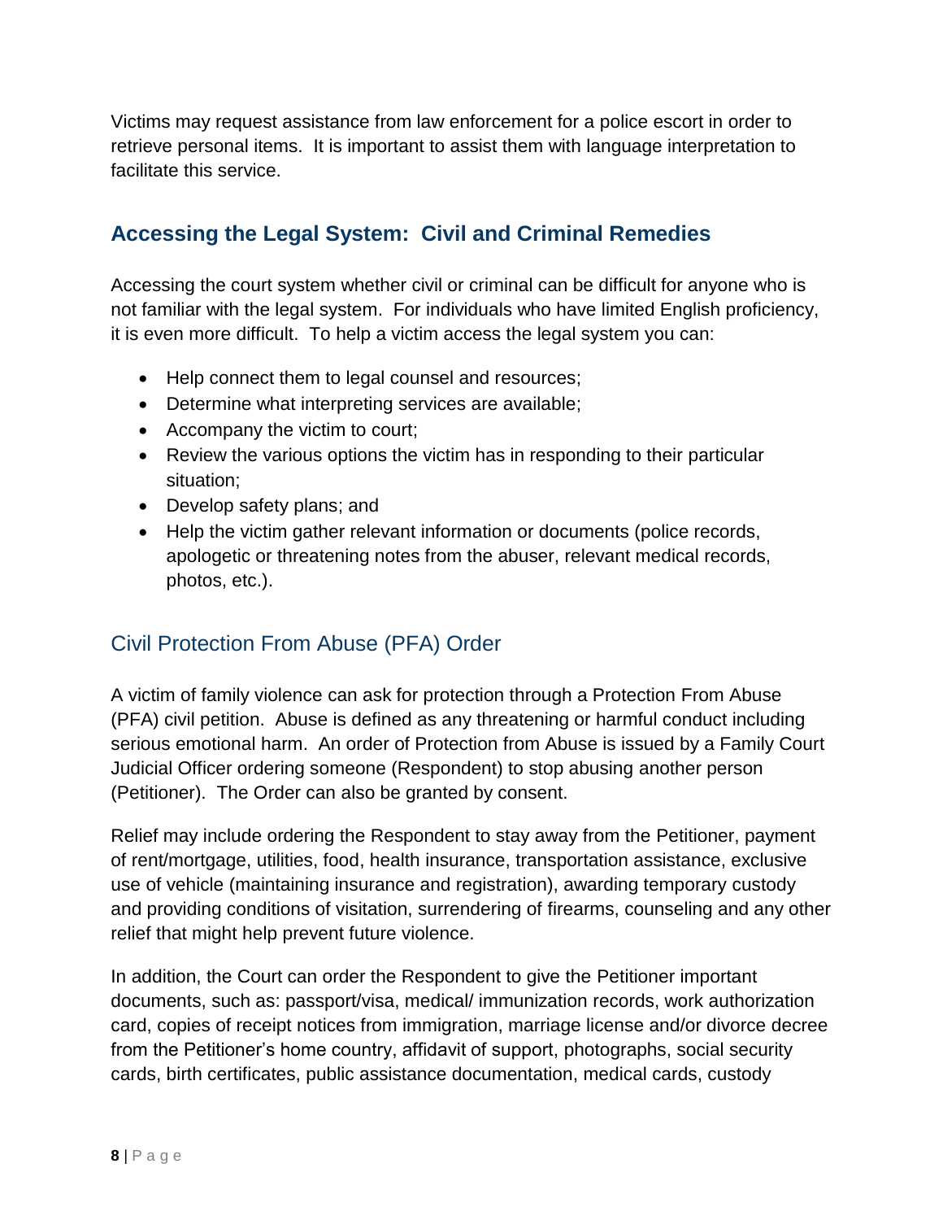Victims may request assistance from law enforcement for a police escort in order to retrieve personal items. It is important to assist them with language interpretation to facilitate this service.

## Accessing the Legal System: Civil and Criminal Remedies

Accessing the court system whether civil or criminal can be difficult for anyone who is not familiar with the legal system. For individuals who have limited English proficiency, it is even more difficult. To help a victim access the legal system you can:

- Help connect them to legal counsel and resources;
- Determine what interpreting services are available;
- Accompany the victim to court;
- Review the various options the victim has in responding to their particular situation;
- Develop safety plans; and
- Help the victim gather relevant information or documents (police records, apologetic or threatening notes from the abuser, relevant medical records, photos, etc.).

### Civil Protection From Abuse (PFA) Order

A victim of family violence can ask for protection through a Protection From Abuse (PFA) civil petition. Abuse is defined as any threatening or harmful conduct including serious emotional harm. An order of Protection from Abuse is issued by a Family Court Judicial Officer ordering someone (Respondent) to stop abusing another person (Petitioner). The Order can also be granted by consent.

Relief may include ordering the Respondent to stay away from the Petitioner, payment of rent/mortgage, utilities, food, health insurance, transportation assistance, exclusive use of vehicle (maintaining insurance and registration), awarding temporary custody and providing conditions of visitation, surrendering of firearms, counseling and any other relief that might help prevent future violence.

In addition, the Court can order the Respondent to give the Petitioner important documents, such as: passport/visa, medical/ immunization records, work authorization card, copies of receipt notices from immigration, marriage license and/or divorce decree from the Petitioner's home country, affidavit of support, photographs, social security cards, birth certificates, public assistance documentation, medical cards, custody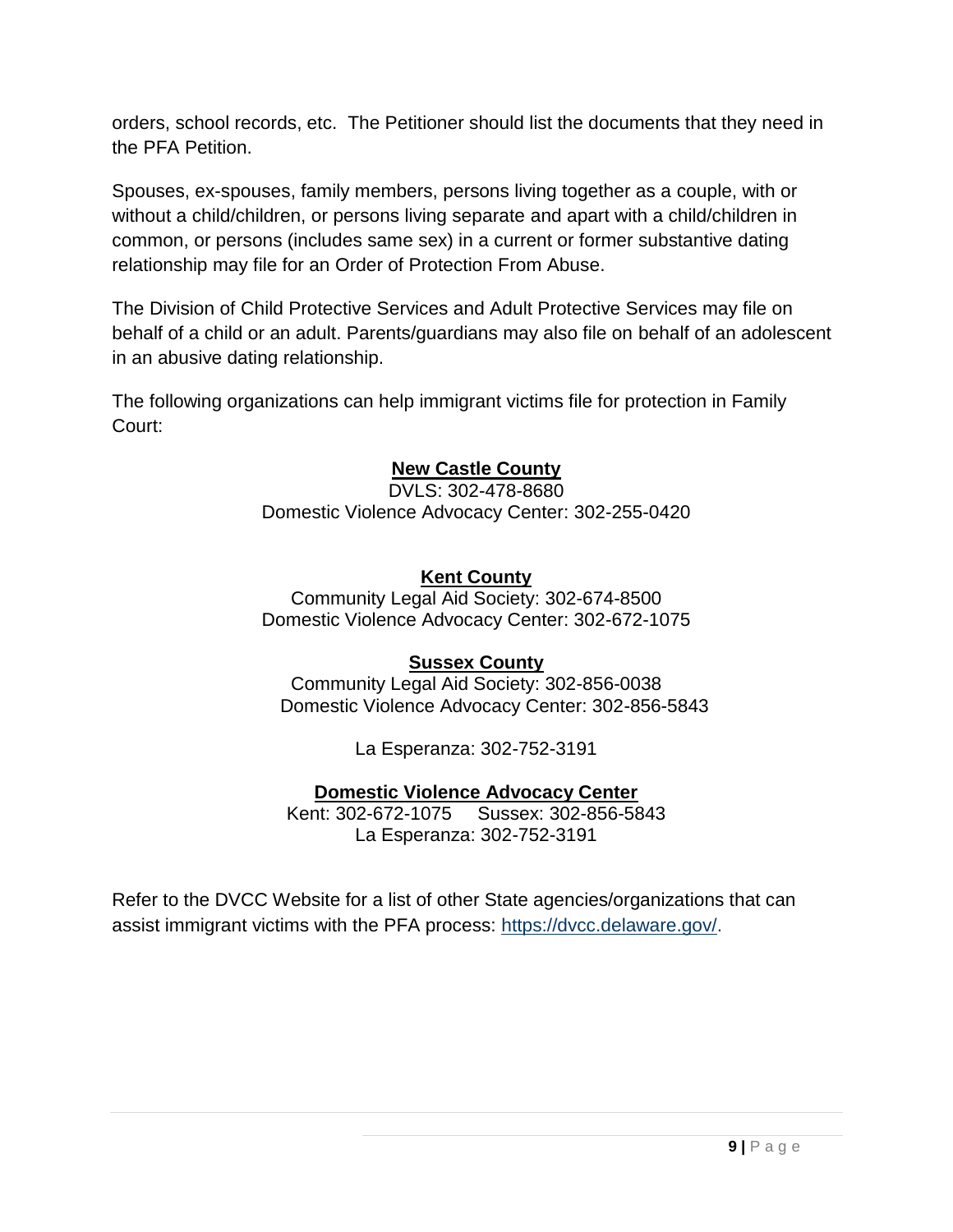orders, school records, etc. The Petitioner should list the documents that they need in the PFA Petition.

Spouses, ex-spouses, family members, persons living together as a couple, with or without a child/children, or persons living separate and apart with a child/children in common, or persons (includes same sex) in a current or former substantive dating relationship may file for an Order of Protection From Abuse.

The Division of Child Protective Services and Adult Protective Services may file on behalf of a child or an adult. Parents/guardians may also file on behalf of an adolescent in an abusive dating relationship.

The following organizations can help immigrant victims file for protection in Family Court:

**New Castle County**

DVLS: 302-478-8680
Domestic Violence Advocacy Center: 302-255-0420

**Kent County**

Community Legal Aid Society: 302-674-8500
Domestic Violence Advocacy Center: 302-672-1075

**Sussex County**

Community Legal Aid Society: 302-856-0038
Domestic Violence Advocacy Center: 302-856-5843

La Esperanza: 302-752-3191

**Domestic Violence Advocacy Center**

Kent: 302-672-1075 Sussex: 302-856-5843
La Esperanza: 302-752-3191

Refer to the DVCC Website for a list of other State agencies/organizations that can assist immigrant victims with the PFA process: https://dvcc.delaware.gov/.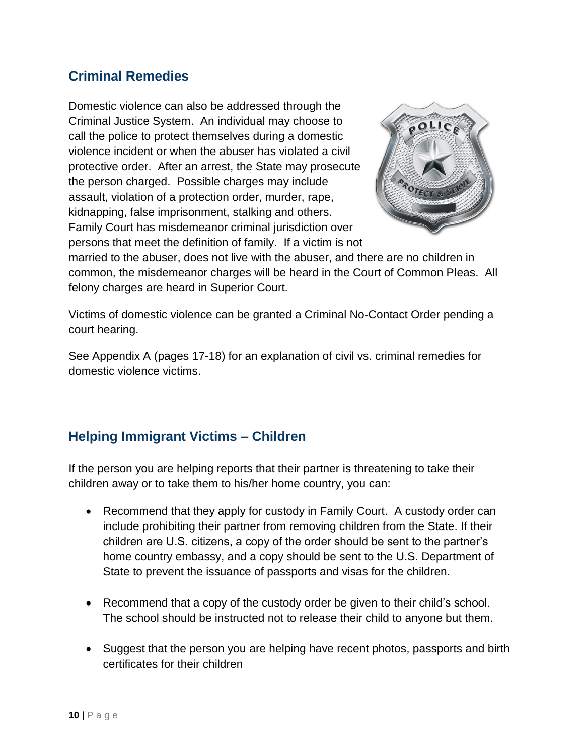## Criminal Remedies

Domestic violence can also be addressed through the Criminal Justice System. An individual may choose to call the police to protect themselves during a domestic violence incident or when the abuser has violated a civil protective order. After an arrest, the State may prosecute the person charged. Possible charges may include assault, violation of a protection order, murder, rape, kidnapping, false imprisonment, stalking and others. Family Court has misdemeanor criminal jurisdiction over persons that meet the definition of family. If a victim is not married to the abuser, does not live with the abuser, and there are no children in common, the misdemeanor charges will be heard in the Court of Common Pleas. All felony charges are heard in Superior Court.

Victims of domestic violence can be granted a Criminal No-Contact Order pending a court hearing.

See Appendix A (pages 17-18) for an explanation of civil vs. criminal remedies for domestic violence victims.

## Helping Immigrant Victims – Children

If the person you are helping reports that their partner is threatening to take their children away or to take them to his/her home country, you can:

- Recommend that they apply for custody in Family Court. A custody order can include prohibiting their partner from removing children from the State. If their children are U.S. citizens, a copy of the order should be sent to the partner's home country embassy, and a copy should be sent to the U.S. Department of State to prevent the issuance of passports and visas for the children.
- Recommend that a copy of the custody order be given to their child's school. The school should be instructed not to release their child to anyone but them.
- Suggest that the person you are helping have recent photos, passports and birth certificates for their children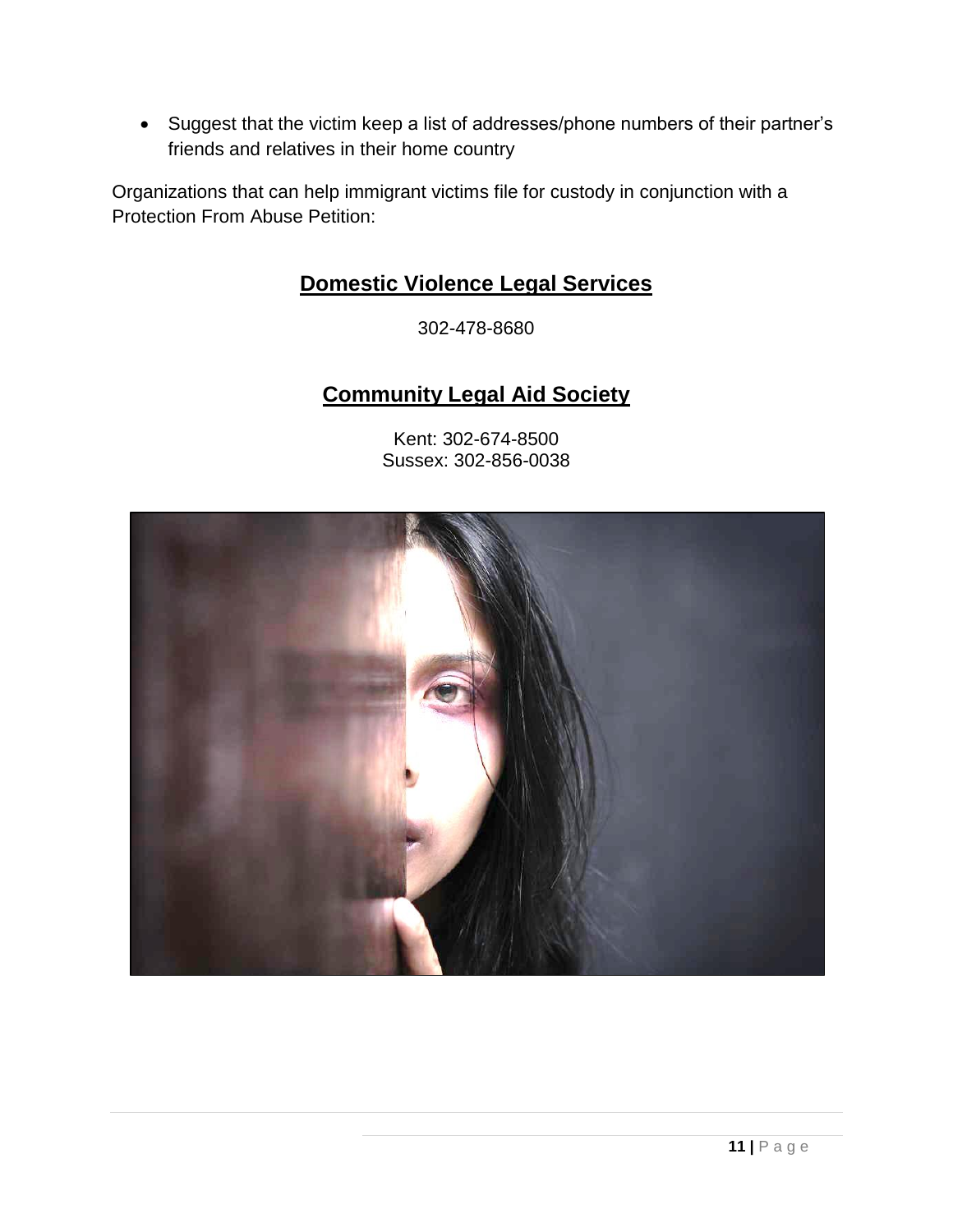- Suggest that the victim keep a list of addresses/phone numbers of their partner's friends and relatives in their home country

Organizations that can help immigrant victims file for custody in conjunction with a Protection From Abuse Petition:

## Domestic Violence Legal Services

302-478-8680

## Community Legal Aid Society

Kent: 302-674-8500
Sussex: 302-856-0038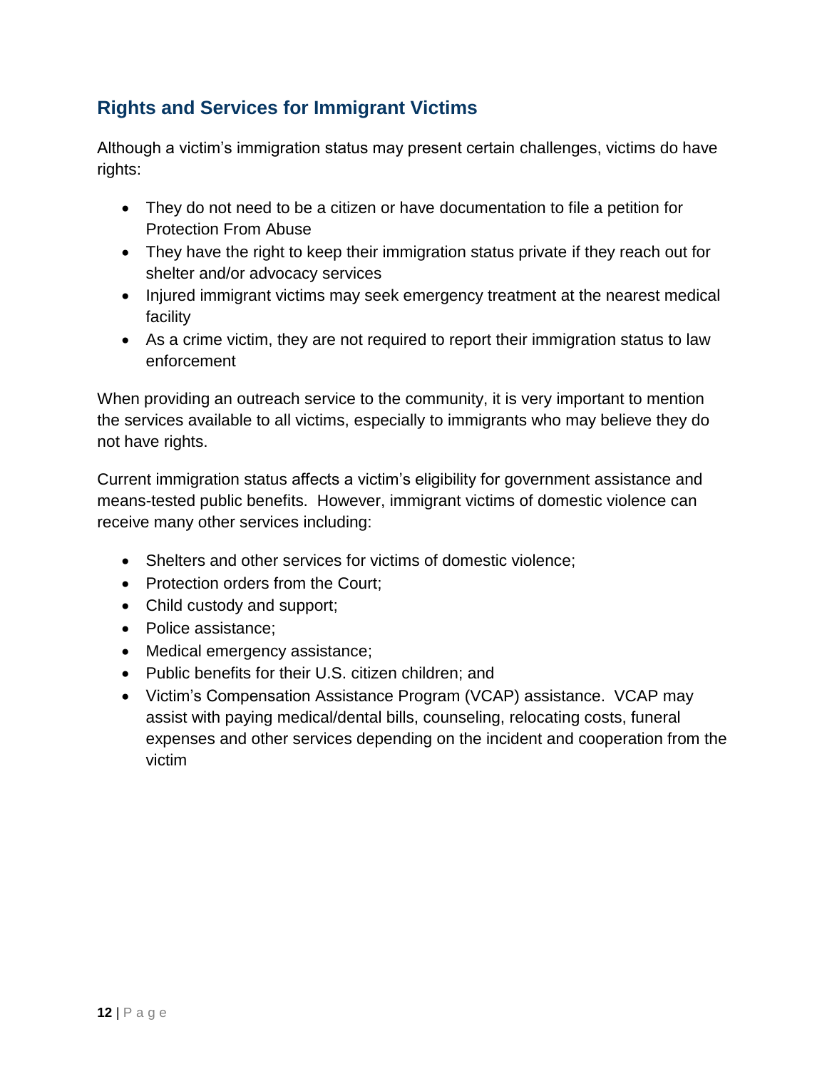## Rights and Services for Immigrant Victims

Although a victim's immigration status may present certain challenges, victims do have rights:

- They do not need to be a citizen or have documentation to file a petition for Protection From Abuse
- They have the right to keep their immigration status private if they reach out for shelter and/or advocacy services
- Injured immigrant victims may seek emergency treatment at the nearest medical facility
- As a crime victim, they are not required to report their immigration status to law enforcement

When providing an outreach service to the community, it is very important to mention the services available to all victims, especially to immigrants who may believe they do not have rights.

Current immigration status affects a victim's eligibility for government assistance and means-tested public benefits. However, immigrant victims of domestic violence can receive many other services including:

- Shelters and other services for victims of domestic violence;
- Protection orders from the Court;
- Child custody and support;
- Police assistance;
- Medical emergency assistance;
- Public benefits for their U.S. citizen children; and
- Victim's Compensation Assistance Program (VCAP) assistance. VCAP may assist with paying medical/dental bills, counseling, relocating costs, funeral expenses and other services depending on the incident and cooperation from the victim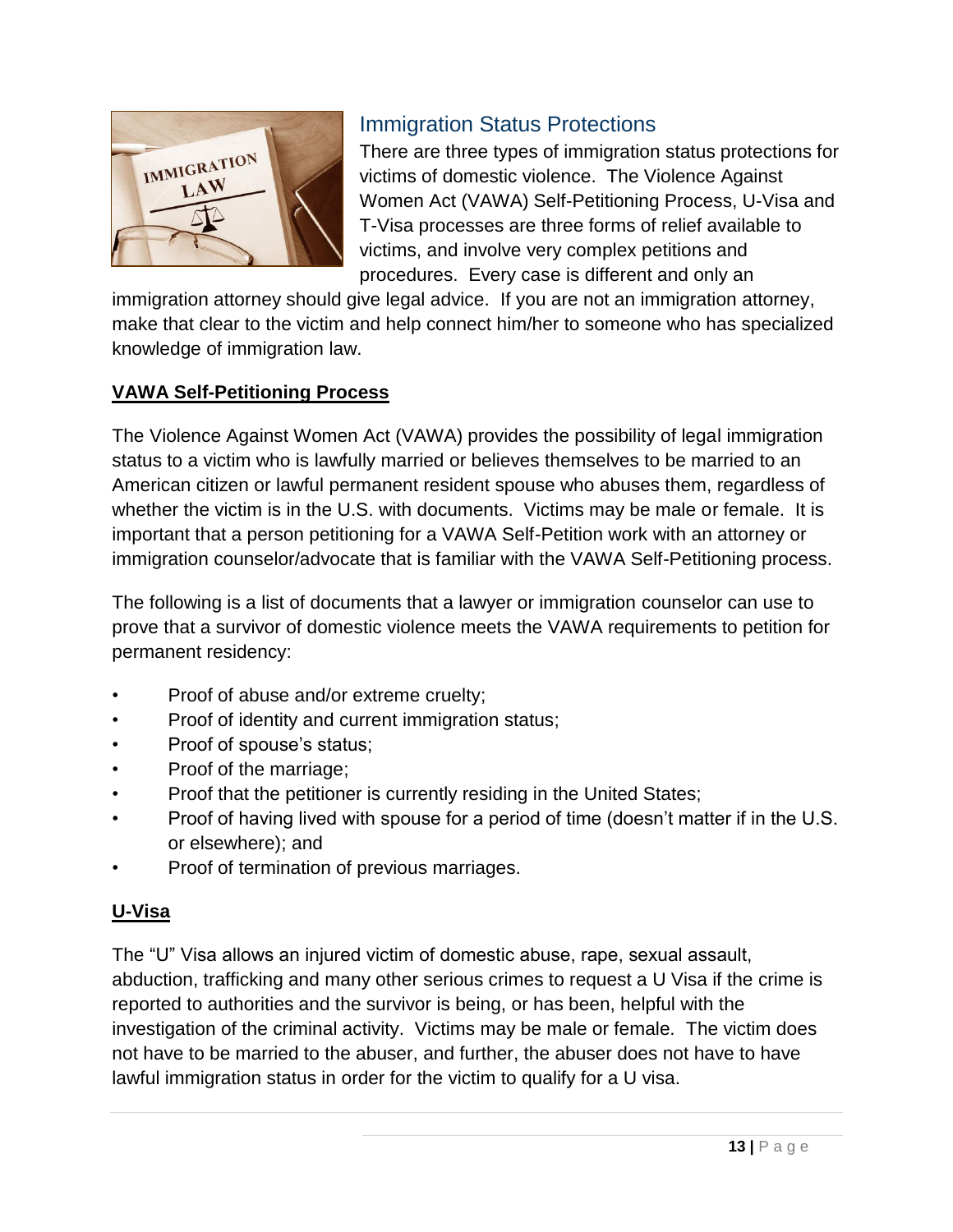## Immigration Status Protections

There are three types of immigration status protections for victims of domestic violence. The Violence Against Women Act (VAWA) Self-Petitioning Process, U-Visa and T-Visa processes are three forms of relief available to victims, and involve very complex petitions and procedures. Every case is different and only an immigration attorney should give legal advice. If you are not an immigration attorney, make that clear to the victim and help connect him/her to someone who has specialized knowledge of immigration law.

### VAWA Self-Petitioning Process

The Violence Against Women Act (VAWA) provides the possibility of legal immigration status to a victim who is lawfully married or believes themselves to be married to an American citizen or lawful permanent resident spouse who abuses them, regardless of whether the victim is in the U.S. with documents. Victims may be male or female. It is important that a person petitioning for a VAWA Self-Petition work with an attorney or immigration counselor/advocate that is familiar with the VAWA Self-Petitioning process.

The following is a list of documents that a lawyer or immigration counselor can use to prove that a survivor of domestic violence meets the VAWA requirements to petition for permanent residency:

- Proof of abuse and/or extreme cruelty;
- Proof of identity and current immigration status;
- Proof of spouse's status;
- Proof of the marriage;
- Proof that the petitioner is currently residing in the United States;
- Proof of having lived with spouse for a period of time (doesn't matter if in the U.S. or elsewhere); and
- Proof of termination of previous marriages.

### U-Visa

The "U" Visa allows an injured victim of domestic abuse, rape, sexual assault, abduction, trafficking and many other serious crimes to request a U Visa if the crime is reported to authorities and the survivor is being, or has been, helpful with the investigation of the criminal activity. Victims may be male or female. The victim does not have to be married to the abuser, and further, the abuser does not have to have lawful immigration status in order for the victim to qualify for a U visa.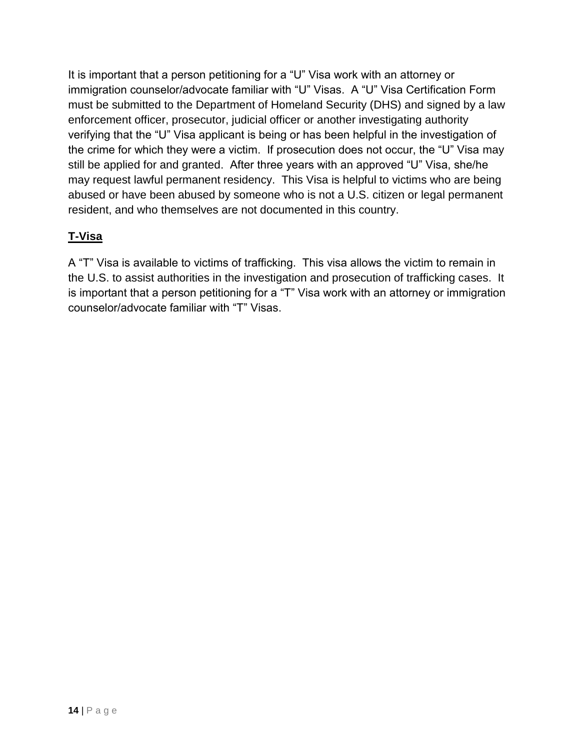It is important that a person petitioning for a “U” Visa work with an attorney or immigration counselor/advocate familiar with “U” Visas. A “U” Visa Certification Form must be submitted to the Department of Homeland Security (DHS) and signed by a law enforcement officer, prosecutor, judicial officer or another investigating authority verifying that the “U” Visa applicant is being or has been helpful in the investigation of the crime for which they were a victim. If prosecution does not occur, the “U” Visa may still be applied for and granted. After three years with an approved “U” Visa, she/he may request lawful permanent residency. This Visa is helpful to victims who are being abused or have been abused by someone who is not a U.S. citizen or legal permanent resident, and who themselves are not documented in this country.

## **T-Visa**

A “T” Visa is available to victims of trafficking. This visa allows the victim to remain in the U.S. to assist authorities in the investigation and prosecution of trafficking cases. It is important that a person petitioning for a “T” Visa work with an attorney or immigration counselor/advocate familiar with “T” Visas.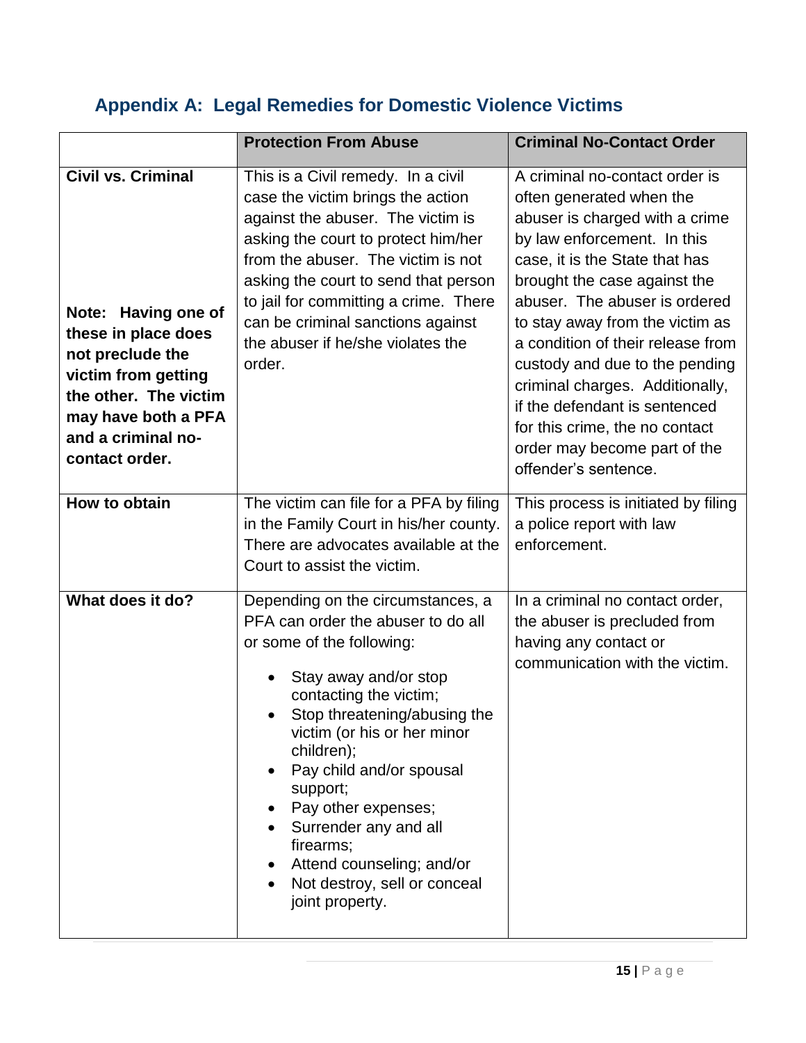## Appendix A: Legal Remedies for Domestic Violence Victims

| | Protection From Abuse | Criminal No-Contact Order |
|---|---|---|
| **Civil vs. Criminal**<br><br>**Note: Having one of these in place does not preclude the victim from getting the other. The victim may have both a PFA and a criminal no-contact order.** | This is a Civil remedy. In a civil case the victim brings the action against the abuser. The victim is asking the court to protect him/her from the abuser. The victim is not asking the court to send that person to jail for committing a crime. There can be criminal sanctions against the abuser if he/she violates the order. | A criminal no-contact order is often generated when the abuser is charged with a crime by law enforcement. In this case, it is the State that has brought the case against the abuser. The abuser is ordered to stay away from the victim as a condition of their release from custody and due to the pending criminal charges. Additionally, if the defendant is sentenced for this crime, the no contact order may become part of the offender's sentence. |
| **How to obtain** | The victim can file for a PFA by filing in the Family Court in his/her county. There are advocates available at the Court to assist the victim. | This process is initiated by filing a police report with law enforcement. |
| **What does it do?** | Depending on the circumstances, a PFA can order the abuser to do all or some of the following:<br>• Stay away and/or stop contacting the victim;<br>• Stop threatening/abusing the victim (or his or her minor children);<br>• Pay child and/or spousal support;<br>• Pay other expenses;<br>• Surrender any and all firearms;<br>• Attend counseling; and/or<br>• Not destroy, sell or conceal joint property. | In a criminal no contact order, the abuser is precluded from having any contact or communication with the victim. |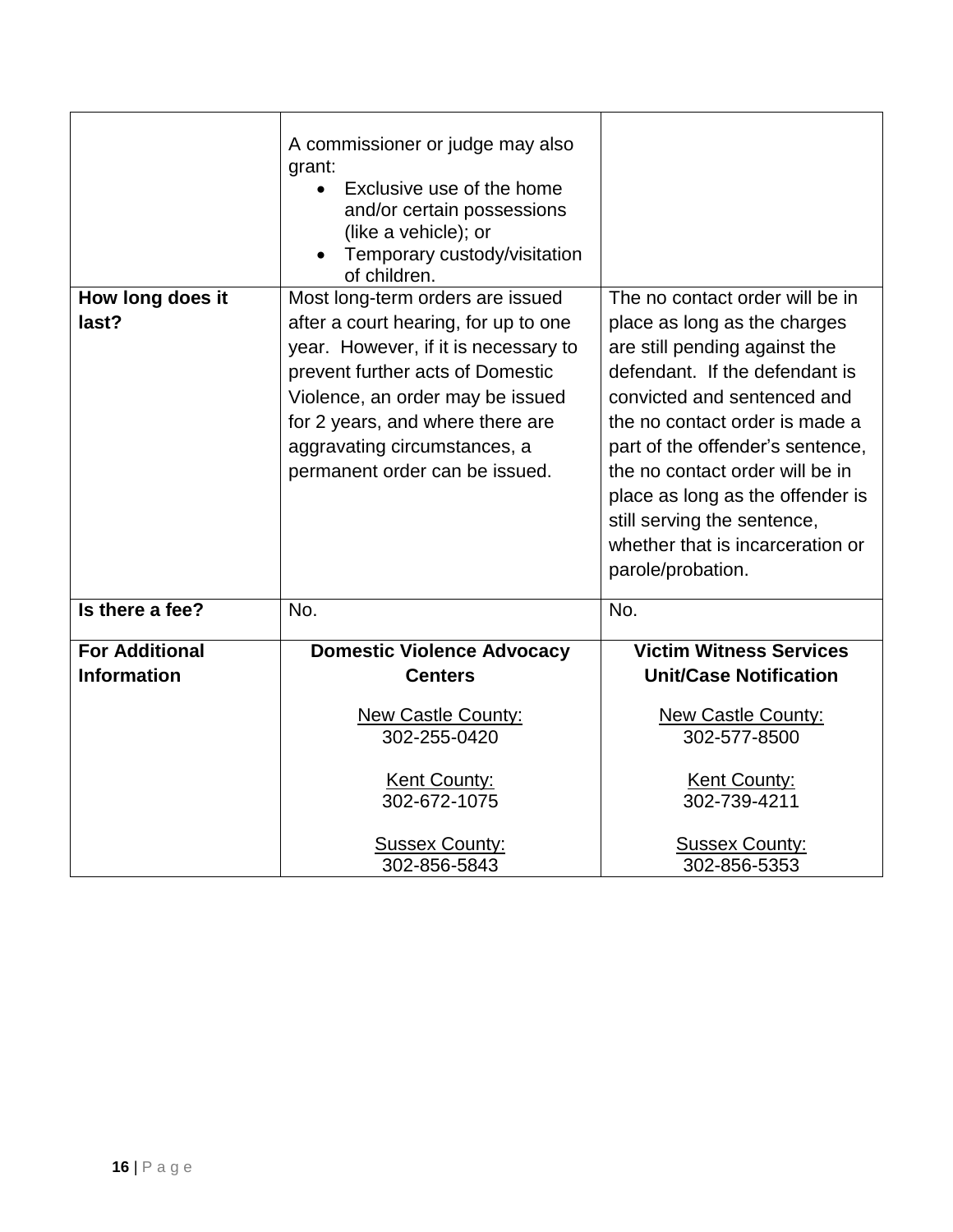| | | |
|---|---|---|
| | A commissioner or judge may also grant:<br>• Exclusive use of the home and/or certain possessions (like a vehicle); or<br>• Temporary custody/visitation of children. | |
| **How long does it last?** | Most long-term orders are issued after a court hearing, for up to one year. However, if it is necessary to prevent further acts of Domestic Violence, an order may be issued for 2 years, and where there are aggravating circumstances, a permanent order can be issued. | The no contact order will be in place as long as the charges are still pending against the defendant. If the defendant is convicted and sentenced and the no contact order is made a part of the offender's sentence, the no contact order will be in place as long as the offender is still serving the sentence, whether that is incarceration or parole/probation. |
| **Is there a fee?** | No. | No. |
| **For Additional Information** | **Domestic Violence Advocacy Centers**<br><br>New Castle County:<br>302-255-0420<br><br>Kent County:<br>302-672-1075<br><br>Sussex County:<br>302-856-5843 | **Victim Witness Services Unit/Case Notification**<br><br>New Castle County:<br>302-577-8500<br><br>Kent County:<br>302-739-4211<br><br>Sussex County:<br>302-856-5353 |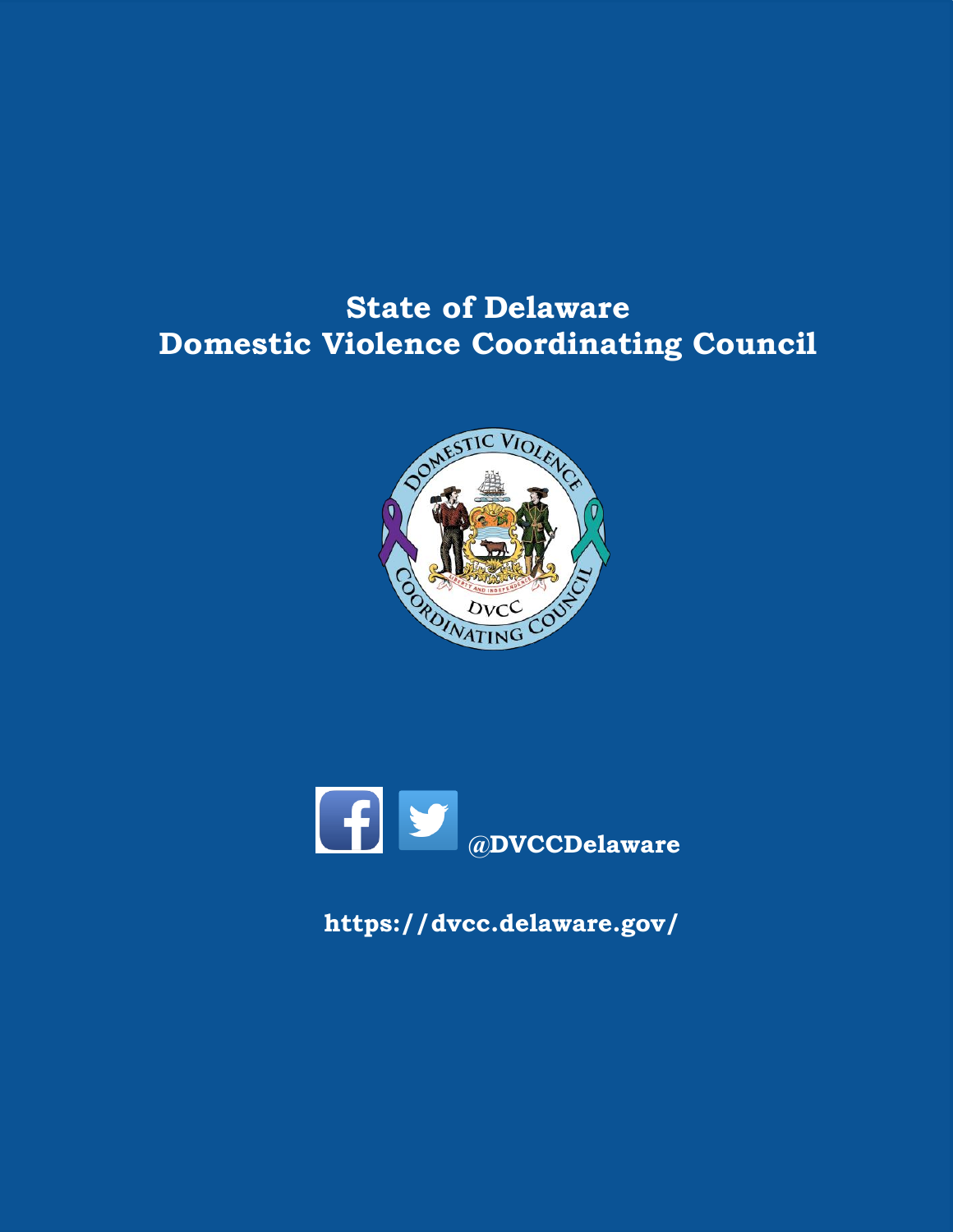**State of Delaware**
**Domestic Violence Coordinating Council**

**@DVCCDelaware**

**https://dvcc.delaware.gov/**